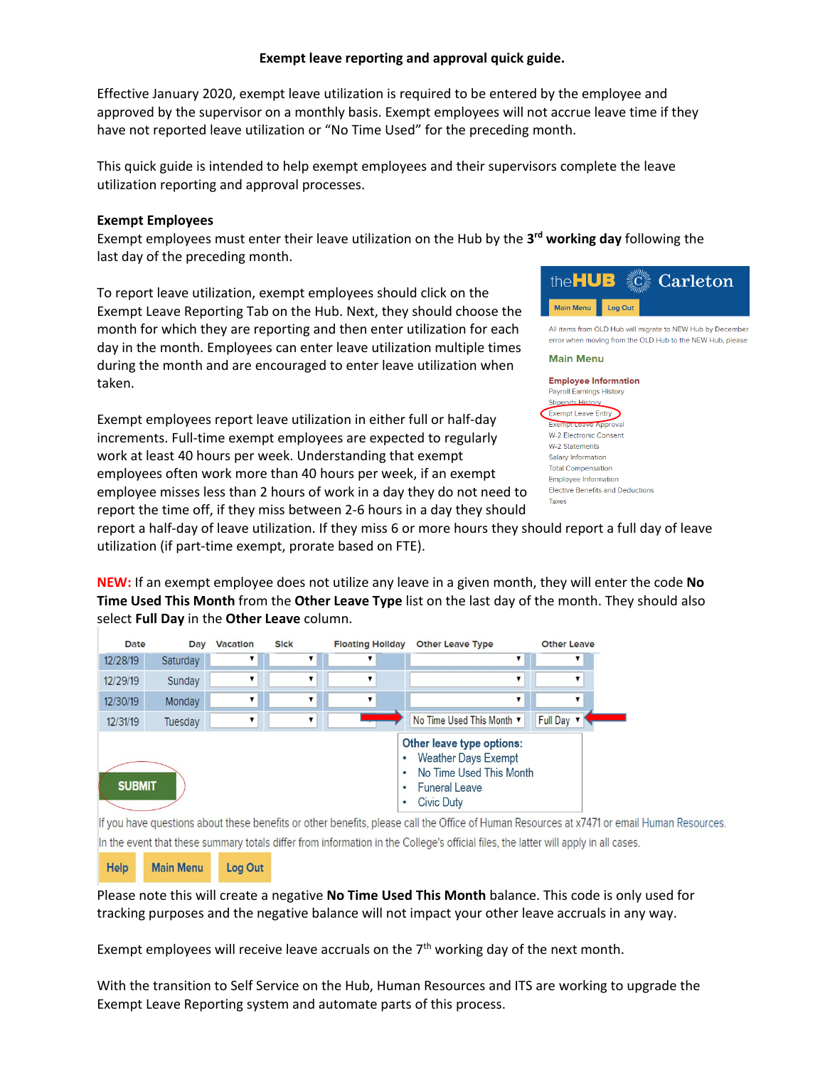**Exempt leave reporting and approval quick guide.**

Effective January 2020, exempt leave utilization is required to be entered by the employee and approved by the supervisor on a monthly basis. Exempt employees will not accrue leave time if they have not reported leave utilization or "No Time Used" for the preceding month.

This quick guide is intended to help exempt employees and their supervisors complete the leave utilization reporting and approval processes.

**Exempt Employees**

Exempt employees must enter their leave utilization on the Hub by the **3rd working day** following the last day of the preceding month.

To report leave utilization, exempt employees should click on the Exempt Leave Reporting Tab on the Hub. Next, they should choose the month for which they are reporting and then enter utilization for each day in the month. Employees can enter leave utilization multiple times during the month and are encouraged to enter leave utilization when taken.

theHUB Carleton

Main Menu | Log Out

All items from OLD Hub will migrate to NEW Hub by December error when moving from the OLD Hub to the NEW Hub, please

Main Menu

Employee Information
- Payroll Earnings History
- Stipends History
- Exempt Leave Entry
- Exempt Leave Approval
- W-2 Electronic Consent
- W-2 Statements
- Salary Information
- Total Compensation
- Employee Information
- Elective Benefits and Deductions
- Taxes

Exempt employees report leave utilization in either full or half-day increments. Full-time exempt employees are expected to regularly work at least 40 hours per week. Understanding that exempt employees often work more than 40 hours per week, if an exempt employee misses less than 2 hours of work in a day they do not need to report the time off, if they miss between 2-6 hours in a day they should report a half-day of leave utilization. If they miss 6 or more hours they should report a full day of leave utilization (if part-time exempt, prorate based on FTE).

**NEW:** If an exempt employee does not utilize any leave in a given month, they will enter the code **No Time Used This Month** from the **Other Leave Type** list on the last day of the month. They should also select **Full Day** in the **Other Leave** column.

| Date | Day | Vacation | Sick | Floating Holiday | Other Leave Type | Other Leave |
|---|---|---|---|---|---|---|
| 12/28/19 | Saturday | | | | | |
| 12/29/19 | Sunday | | | | | |
| 12/30/19 | Monday | | | | | |
| 12/31/19 | Tuesday | | | | No Time Used This Month | Full Day |

Other leave type options:
- Weather Days Exempt
- No Time Used This Month
- Funeral Leave
- Civic Duty

SUBMIT

If you have questions about these benefits or other benefits, please call the Office of Human Resources at x7471 or email Human Resources.

In the event that these summary totals differ from information in the College's official files, the latter will apply in all cases.

Help | Main Menu | Log Out

Please note this will create a negative **No Time Used This Month** balance. This code is only used for tracking purposes and the negative balance will not impact your other leave accruals in any way.

Exempt employees will receive leave accruals on the 7th working day of the next month.

With the transition to Self Service on the Hub, Human Resources and ITS are working to upgrade the Exempt Leave Reporting system and automate parts of this process.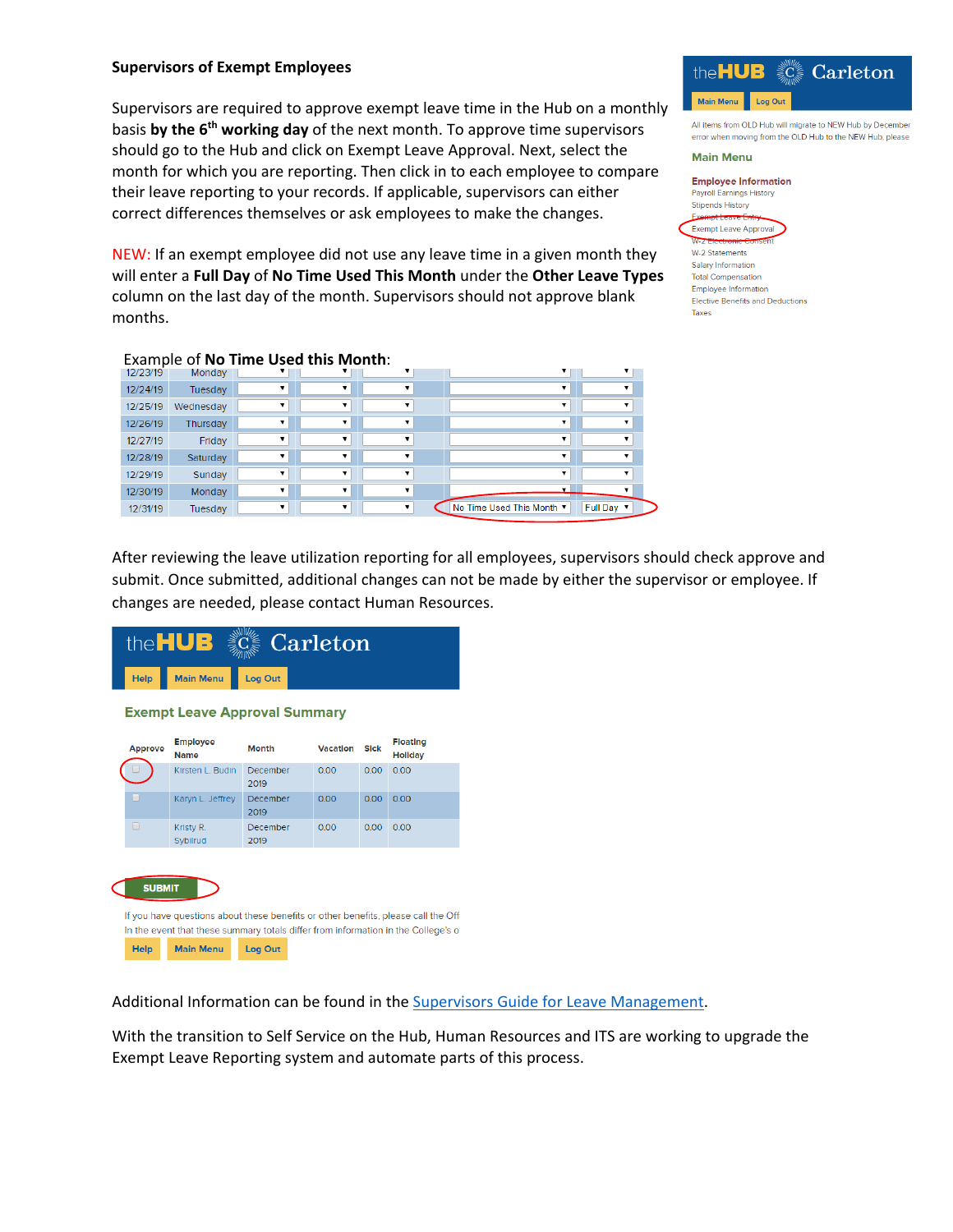**Supervisors of Exempt Employees**

Supervisors are required to approve exempt leave time in the Hub on a monthly basis **by the 6th working day** of the next month. To approve time supervisors should go to the Hub and click on Exempt Leave Approval. Next, select the month for which you are reporting. Then click in to each employee to compare their leave reporting to your records. If applicable, supervisors can either correct differences themselves or ask employees to make the changes.

theHUB Carleton

Main Menu Log Out

All items from OLD Hub will migrate to NEW Hub by December error when moving from the OLD Hub to the NEW Hub, please

Main Menu

Employee Information

Payroll Earnings History

Stipends History

Exempt Leave Entry

Exempt Leave Approval

W-2 Electronic Consent

W-2 Statements

Salary Information

Total Compensation

Employee Information

Elective Benefits and Deductions

Taxes

NEW: If an exempt employee did not use any leave time in a given month they will enter a **Full Day** of **No Time Used This Month** under the **Other Leave Types** column on the last day of the month. Supervisors should not approve blank months.

Example of **No Time Used this Month**:

| | | | | | | | |
|---|---|---|---|---|---|---|---|
| 12/23/19 | Monday | | | | | | |
| 12/24/19 | Tuesday | | | | | | |
| 12/25/19 | Wednesday | | | | | | |
| 12/26/19 | Thursday | | | | | | |
| 12/27/19 | Friday | | | | | | |
| 12/28/19 | Saturday | | | | | | |
| 12/29/19 | Sunday | | | | | | |
| 12/30/19 | Monday | | | | | | |
| 12/31/19 | Tuesday | | | | | No Time Used This Month | Full Day |

After reviewing the leave utilization reporting for all employees, supervisors should check approve and submit. Once submitted, additional changes can not be made by either the supervisor or employee. If changes are needed, please contact Human Resources.

theHUB Carleton

Help Main Menu Log Out

**Exempt Leave Approval Summary**

| Approve | Employee Name | Month | Vacation | Sick | Floating Holiday |
|---|---|---|---|---|---|
| ☐ | Kirsten L. Budin | December 2019 | 0.00 | 0.00 | 0.00 |
| ☐ | Karyn L. Jeffrey | December 2019 | 0.00 | 0.00 | 0.00 |
| ☐ | Kristy R. Sybilrud | December 2019 | 0.00 | 0.00 | 0.00 |

SUBMIT

If you have questions about these benefits or other benefits, please call the Off
In the event that these summary totals differ from information in the College's o

Help Main Menu Log Out

Additional Information can be found in the [Supervisors Guide for Leave Management](Supervisors Guide for Leave Management).

With the transition to Self Service on the Hub, Human Resources and ITS are working to upgrade the Exempt Leave Reporting system and automate parts of this process.